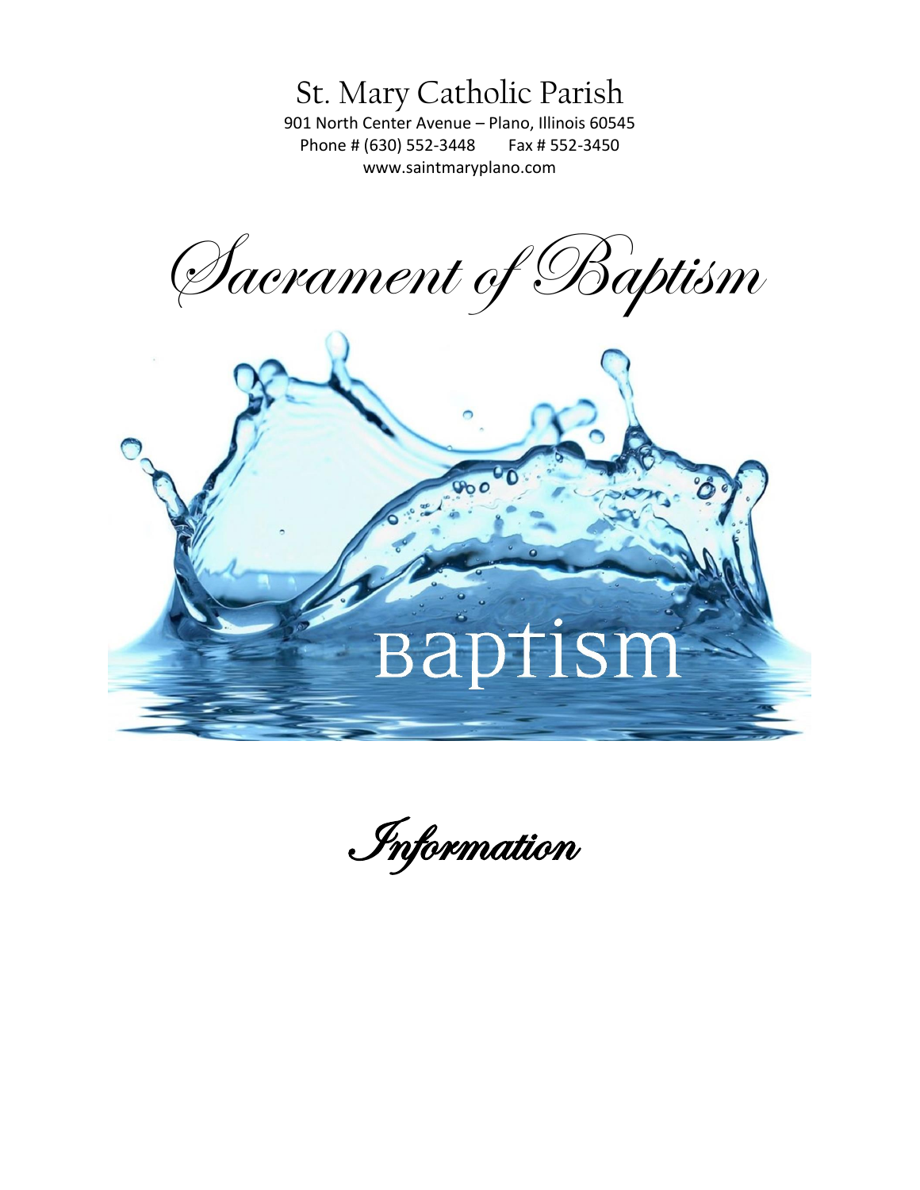# St. Mary Catholic Parish

901 North Center Avenue – Plano, Illinois 60545
Phone # (630) 552-3448 Fax # 552-3450
www.saintmaryplano.com

# *Sacrament of Baptism*

Baptism

## *Information*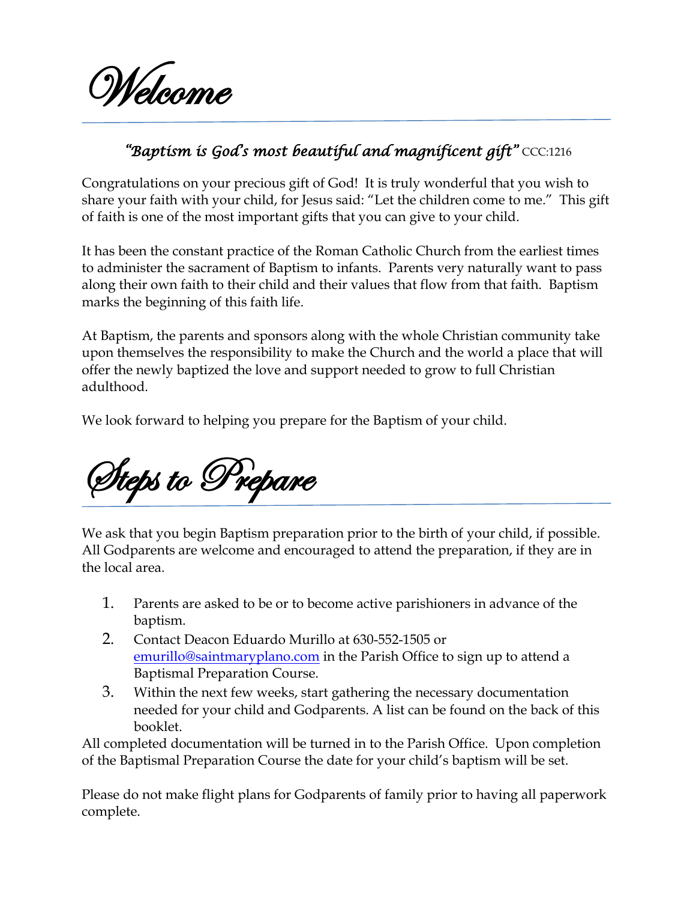# Welcome

*"Baptism is God's most beautiful and magnificent gift"* CCC:1216

Congratulations on your precious gift of God! It is truly wonderful that you wish to share your faith with your child, for Jesus said: "Let the children come to me." This gift of faith is one of the most important gifts that you can give to your child.

It has been the constant practice of the Roman Catholic Church from the earliest times to administer the sacrament of Baptism to infants. Parents very naturally want to pass along their own faith to their child and their values that flow from that faith. Baptism marks the beginning of this faith life.

At Baptism, the parents and sponsors along with the whole Christian community take upon themselves the responsibility to make the Church and the world a place that will offer the newly baptized the love and support needed to grow to full Christian adulthood.

We look forward to helping you prepare for the Baptism of your child.

# Steps to Prepare

We ask that you begin Baptism preparation prior to the birth of your child, if possible. All Godparents are welcome and encouraged to attend the preparation, if they are in the local area.

1. Parents are asked to be or to become active parishioners in advance of the baptism.
2. Contact Deacon Eduardo Murillo at 630-552-1505 or [emurillo@saintmaryplano.com](mailto:emurillo@saintmaryplano.com) in the Parish Office to sign up to attend a Baptismal Preparation Course.
3. Within the next few weeks, start gathering the necessary documentation needed for your child and Godparents. A list can be found on the back of this booklet.

All completed documentation will be turned in to the Parish Office. Upon completion of the Baptismal Preparation Course the date for your child's baptism will be set.

Please do not make flight plans for Godparents of family prior to having all paperwork complete.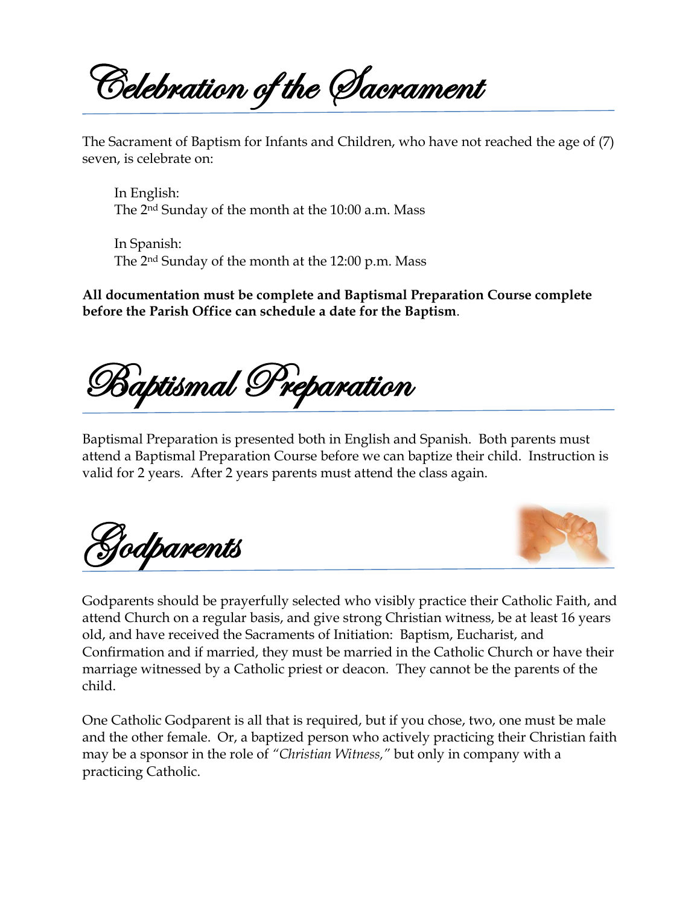# Celebration of the Sacrament

The Sacrament of Baptism for Infants and Children, who have not reached the age of (7) seven, is celebrate on:

In English:
The 2nd Sunday of the month at the 10:00 a.m. Mass

In Spanish:
The 2nd Sunday of the month at the 12:00 p.m. Mass

**All documentation must be complete and Baptismal Preparation Course complete before the Parish Office can schedule a date for the Baptism**.

# Baptismal Preparation

Baptismal Preparation is presented both in English and Spanish. Both parents must attend a Baptismal Preparation Course before we can baptize their child. Instruction is valid for 2 years. After 2 years parents must attend the class again.

# Godparents

Godparents should be prayerfully selected who visibly practice their Catholic Faith, and attend Church on a regular basis, and give strong Christian witness, be at least 16 years old, and have received the Sacraments of Initiation: Baptism, Eucharist, and Confirmation and if married, they must be married in the Catholic Church or have their marriage witnessed by a Catholic priest or deacon. They cannot be the parents of the child.

One Catholic Godparent is all that is required, but if you chose, two, one must be male and the other female. Or, a baptized person who actively practicing their Christian faith may be a sponsor in the role of *"Christian Witness,"* but only in company with a practicing Catholic.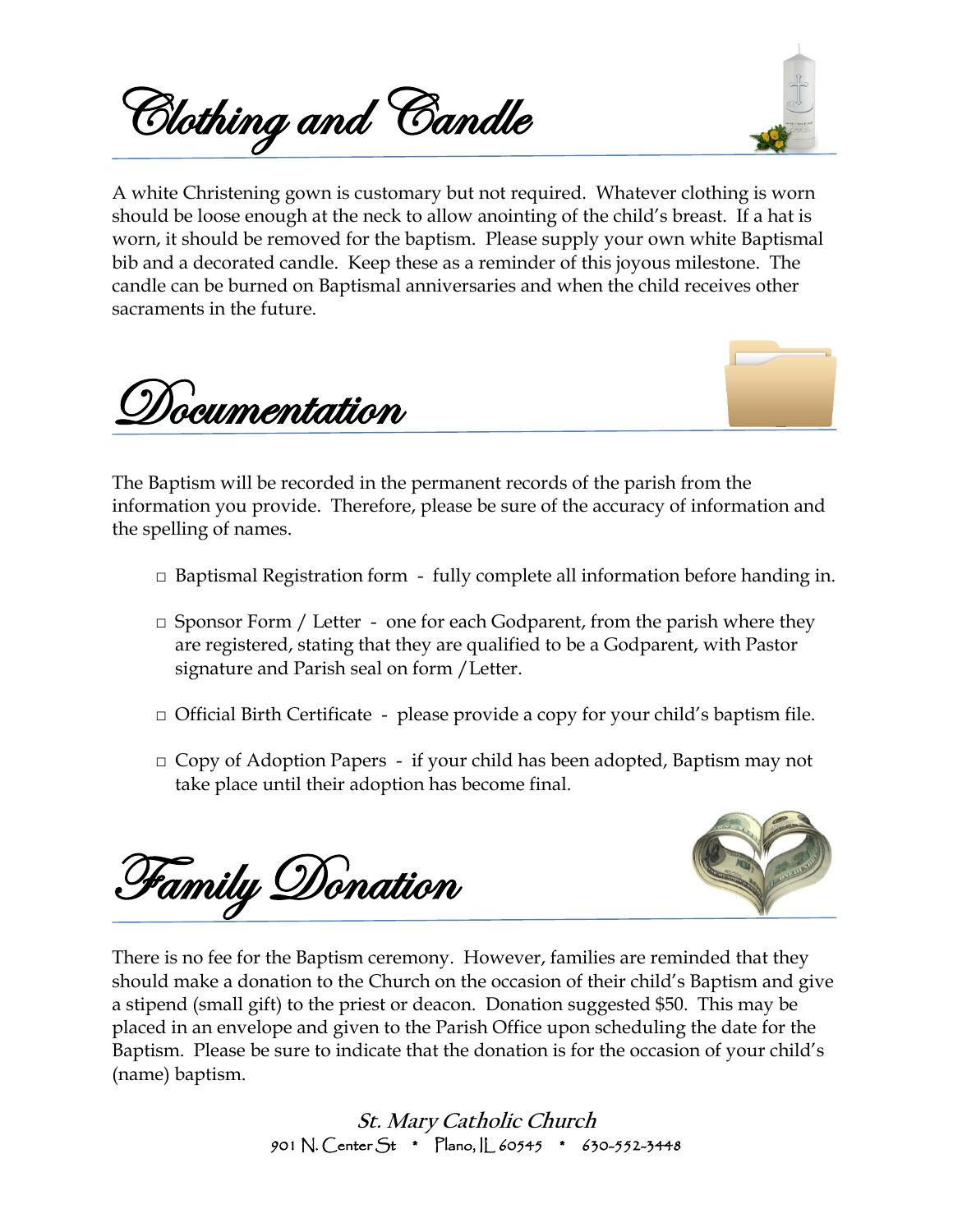# Clothing and Candle

A white Christening gown is customary but not required. Whatever clothing is worn should be loose enough at the neck to allow anointing of the child's breast. If a hat is worn, it should be removed for the baptism. Please supply your own white Baptismal bib and a decorated candle. Keep these as a reminder of this joyous milestone. The candle can be burned on Baptismal anniversaries and when the child receives other sacraments in the future.

# Documentation

The Baptism will be recorded in the permanent records of the parish from the information you provide. Therefore, please be sure of the accuracy of information and the spelling of names.

- □ Baptismal Registration form - fully complete all information before handing in.
- □ Sponsor Form / Letter - one for each Godparent, from the parish where they are registered, stating that they are qualified to be a Godparent, with Pastor signature and Parish seal on form /Letter.
- □ Official Birth Certificate - please provide a copy for your child's baptism file.
- □ Copy of Adoption Papers - if your child has been adopted, Baptism may not take place until their adoption has become final.

# Family Donation

There is no fee for the Baptism ceremony. However, families are reminded that they should make a donation to the Church on the occasion of their child's Baptism and give a stipend (small gift) to the priest or deacon. Donation suggested $50. This may be placed in an envelope and given to the Parish Office upon scheduling the date for the Baptism. Please be sure to indicate that the donation is for the occasion of your child's (name) baptism.

***St. Mary Catholic Church***
901 N. Center St * Plano, IL 60545 * 630-552-3448